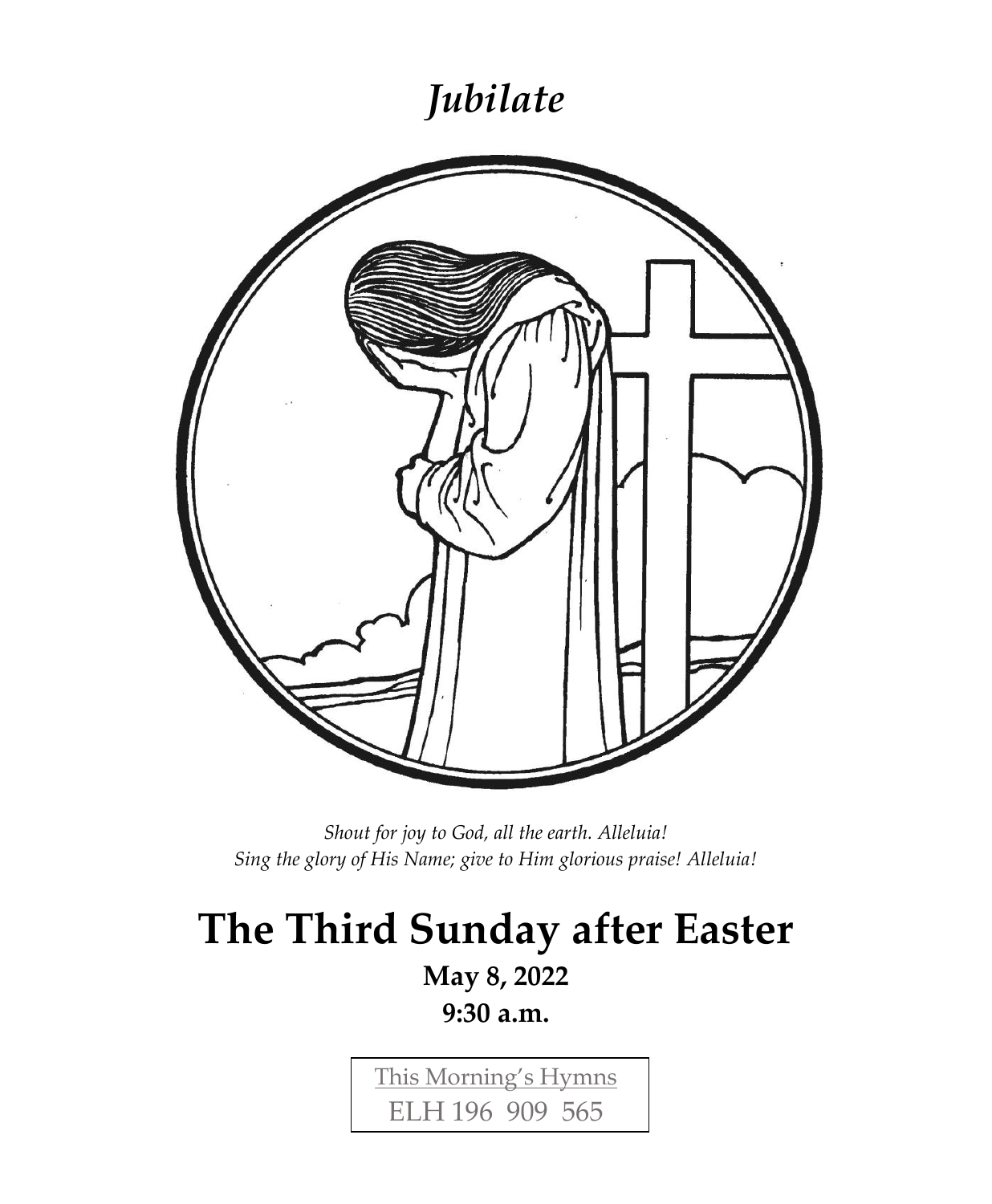*Jubilate*

*Shout for joy to God, all the earth. Alleluia!*
*Sing the glory of His Name; give to Him glorious praise! Alleluia!*

# The Third Sunday after Easter

**May 8, 2022**

**9:30 a.m.**

This Morning's Hymns
ELH 196 909 565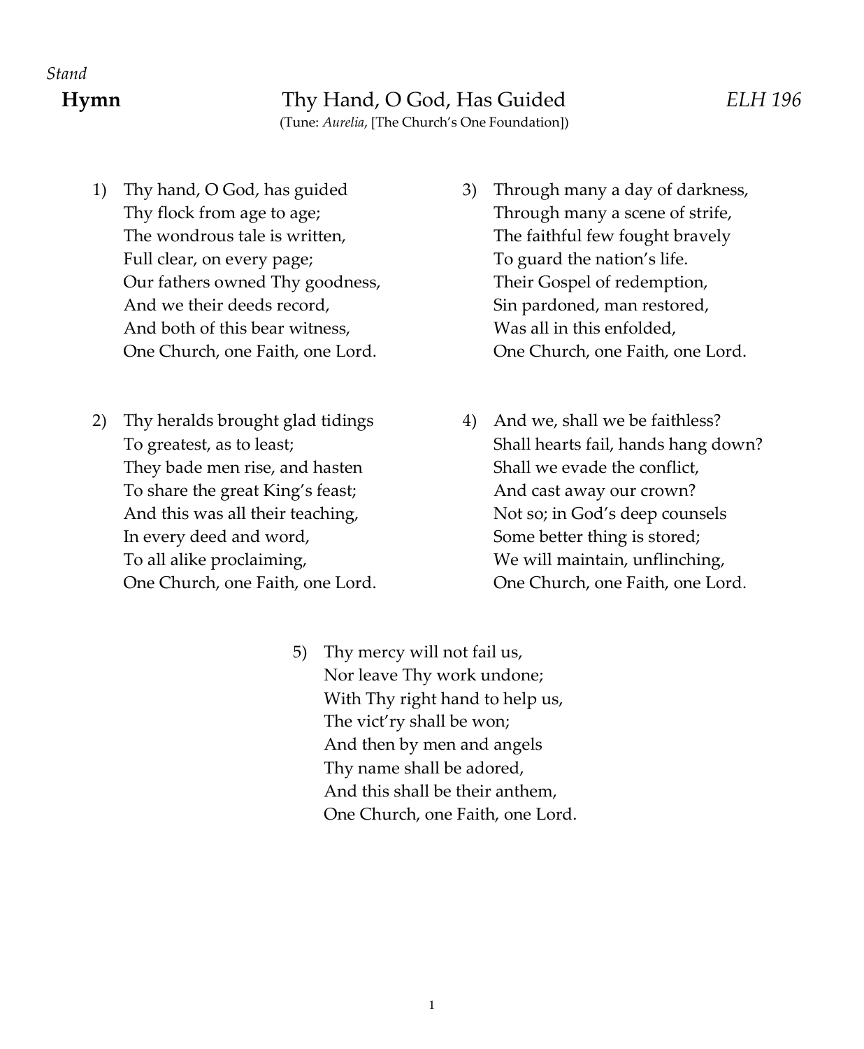*Stand*

**Hymn** Thy Hand, O God, Has Guided *ELH 196*

(Tune: *Aurelia*, [The Church's One Foundation])

1) Thy hand, O God, has guided
Thy flock from age to age;
The wondrous tale is written,
Full clear, on every page;
Our fathers owned Thy goodness,
And we their deeds record,
And both of this bear witness,
One Church, one Faith, one Lord.

2) Thy heralds brought glad tidings
To greatest, as to least;
They bade men rise, and hasten
To share the great King's feast;
And this was all their teaching,
In every deed and word,
To all alike proclaiming,
One Church, one Faith, one Lord.

3) Through many a day of darkness,
Through many a scene of strife,
The faithful few fought bravely
To guard the nation's life.
Their Gospel of redemption,
Sin pardoned, man restored,
Was all in this enfolded,
One Church, one Faith, one Lord.

4) And we, shall we be faithless?
Shall hearts fail, hands hang down?
Shall we evade the conflict,
And cast away our crown?
Not so; in God's deep counsels
Some better thing is stored;
We will maintain, unflinching,
One Church, one Faith, one Lord.

5) Thy mercy will not fail us,
Nor leave Thy work undone;
With Thy right hand to help us,
The vict'ry shall be won;
And then by men and angels
Thy name shall be adored,
And this shall be their anthem,
One Church, one Faith, one Lord.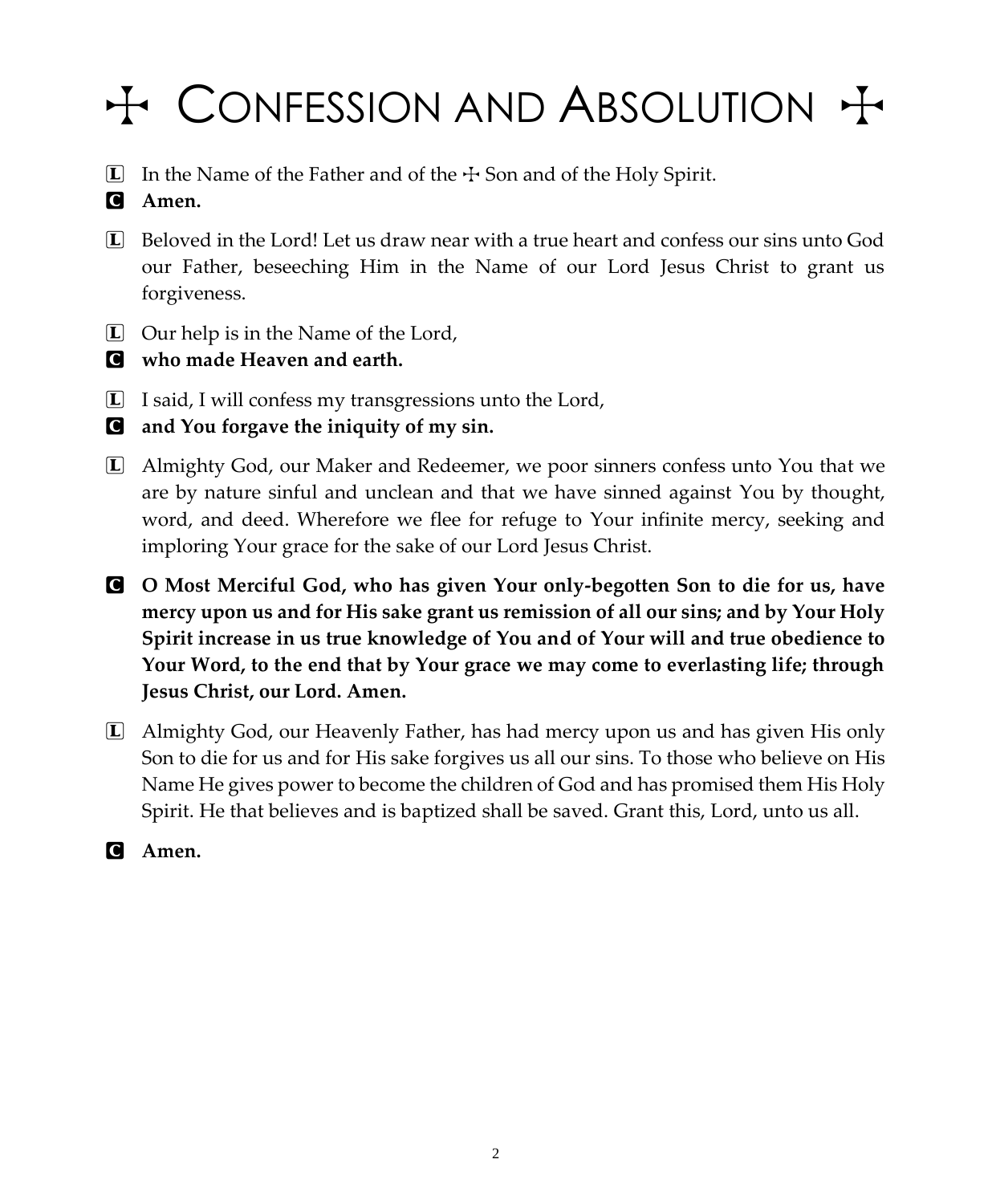# ☩ Confession and Absolution ☩

L In the Name of the Father and of the ☩ Son and of the Holy Spirit.

C **Amen.**

L Beloved in the Lord! Let us draw near with a true heart and confess our sins unto God our Father, beseeching Him in the Name of our Lord Jesus Christ to grant us forgiveness.

L Our help is in the Name of the Lord,

C **who made Heaven and earth.**

L I said, I will confess my transgressions unto the Lord,

C **and You forgave the iniquity of my sin.**

L Almighty God, our Maker and Redeemer, we poor sinners confess unto You that we are by nature sinful and unclean and that we have sinned against You by thought, word, and deed. Wherefore we flee for refuge to Your infinite mercy, seeking and imploring Your grace for the sake of our Lord Jesus Christ.

C **O Most Merciful God, who has given Your only-begotten Son to die for us, have mercy upon us and for His sake grant us remission of all our sins; and by Your Holy Spirit increase in us true knowledge of You and of Your will and true obedience to Your Word, to the end that by Your grace we may come to everlasting life; through Jesus Christ, our Lord. Amen.**

L Almighty God, our Heavenly Father, has had mercy upon us and has given His only Son to die for us and for His sake forgives us all our sins. To those who believe on His Name He gives power to become the children of God and has promised them His Holy Spirit. He that believes and is baptized shall be saved. Grant this, Lord, unto us all.

C **Amen.**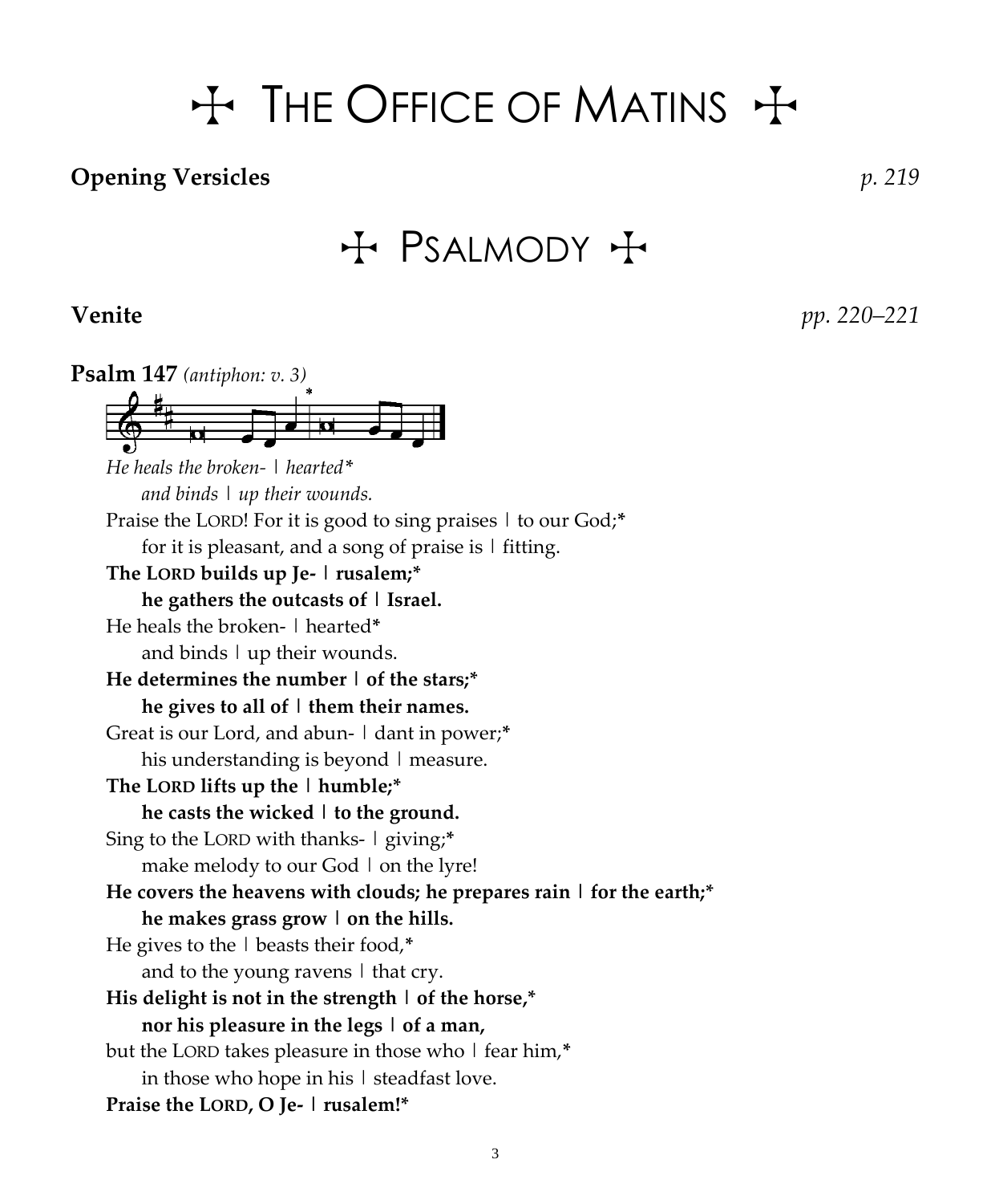# ☩ THE OFFICE OF MATINS ☩

**Opening Versicles** *p. 219*

## ☩ PSALMODY ☩

**Venite** *pp. 220–221*

**Psalm 147** *(antiphon: v. 3)*

*He heals the broken- | hearted**
*and binds | up their wounds.*

Praise the LORD! For it is good to sing praises | to our God;*
for it is pleasant, and a song of praise is | fitting.

**The LORD builds up Je- | rusalem;***
**he gathers the outcasts of | Israel.**

He heals the broken- | hearted*
and binds | up their wounds.

**He determines the number | of the stars;***
**he gives to all of | them their names.**

Great is our Lord, and abun- | dant in power;*
his understanding is beyond | measure.

**The LORD lifts up the | humble;***
**he casts the wicked | to the ground.**

Sing to the LORD with thanks- | giving;*
make melody to our God | on the lyre!

**He covers the heavens with clouds; he prepares rain | for the earth;***
**he makes grass grow | on the hills.**

He gives to the | beasts their food,*
and to the young ravens | that cry.

**His delight is not in the strength | of the horse,***
**nor his pleasure in the legs | of a man,**

but the LORD takes pleasure in those who | fear him,*
in those who hope in his | steadfast love.

**Praise the LORD, O Je- | rusalem!***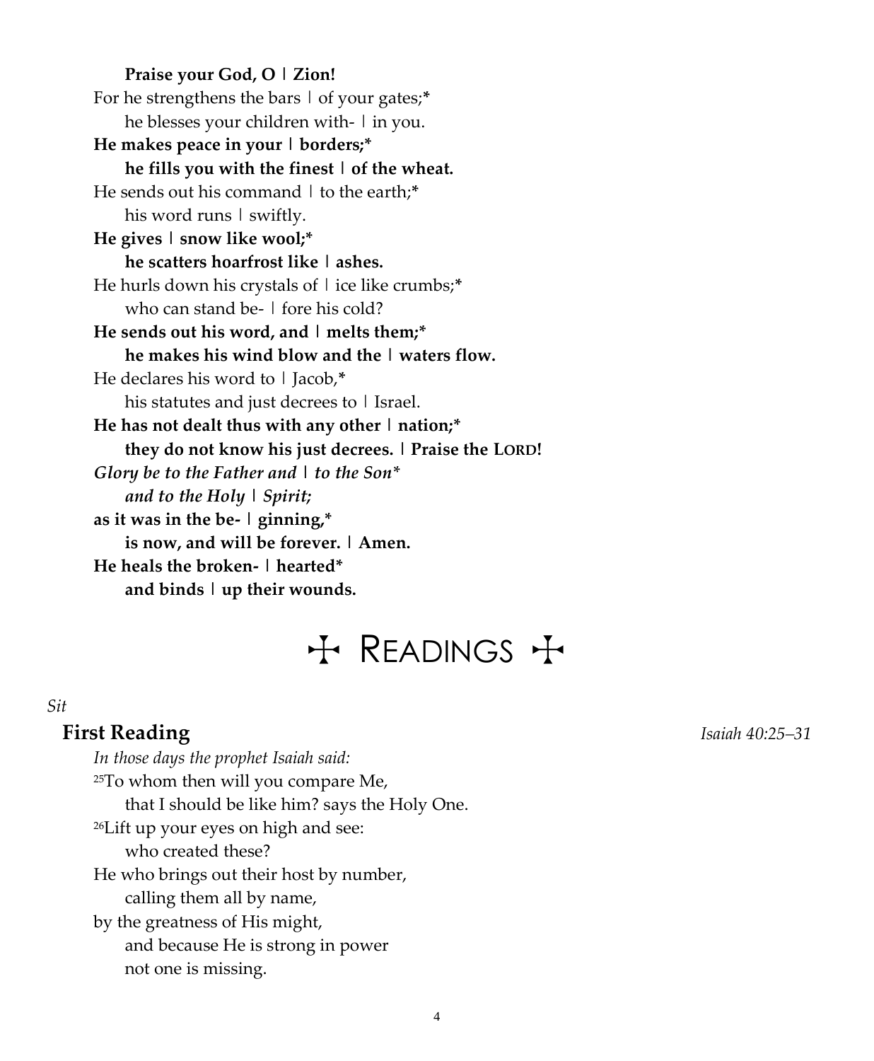**Praise your God, O ǀ Zion!**
For he strengthens the bars ǀ of your gates;*
  he blesses your children with- ǀ in you.
**He makes peace in your ǀ borders;***
  **he fills you with the finest ǀ of the wheat.**
He sends out his command ǀ to the earth;*
  his word runs ǀ swiftly.
**He gives ǀ snow like wool;***
  **he scatters hoarfrost like ǀ ashes.**
He hurls down his crystals of ǀ ice like crumbs;*
  who can stand be- ǀ fore his cold?
**He sends out his word, and ǀ melts them;***
  **he makes his wind blow and the ǀ waters flow.**
He declares his word to ǀ Jacob,*
  his statutes and just decrees to ǀ Israel.
**He has not dealt thus with any other ǀ nation;***
  **they do not know his just decrees. ǀ Praise the LORD!**
***Glory be to the Father and ǀ to the Son****
  ***and to the Holy ǀ Spirit;***
**as it was in the be- ǀ ginning,***
  **is now, and will be forever. ǀ Amen.**
**He heals the broken- ǀ hearted***
  **and binds ǀ up their wounds.**

# ☩ Readings ☩

*Sit*

## First Reading

*Isaiah 40:25–31*

*In those days the prophet Isaiah said:*
[25]To whom then will you compare Me,
  that I should be like him? says the Holy One.
[26]Lift up your eyes on high and see:
  who created these?
He who brings out their host by number,
  calling them all by name,
by the greatness of His might,
  and because He is strong in power
  not one is missing.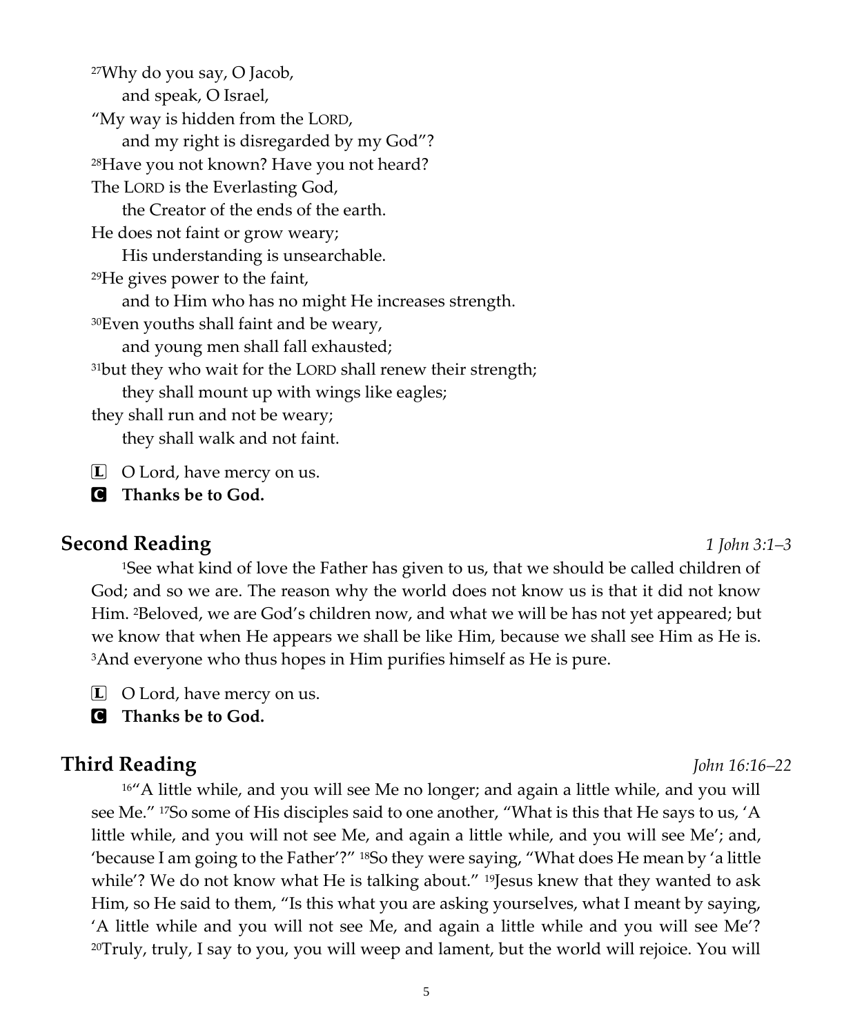[27]Why do you say, O Jacob,
 and speak, O Israel,
"My way is hidden from the LORD,
 and my right is disregarded by my God"?
[28]Have you not known? Have you not heard?
The LORD is the Everlasting God,
 the Creator of the ends of the earth.
He does not faint or grow weary;
 His understanding is unsearchable.
[29]He gives power to the faint,
 and to Him who has no might He increases strength.
[30]Even youths shall faint and be weary,
 and young men shall fall exhausted;
[31]but they who wait for the LORD shall renew their strength;
 they shall mount up with wings like eagles;
they shall run and not be weary;
 they shall walk and not faint.

L O Lord, have mercy on us.
C **Thanks be to God.**

## Second Reading *1 John 3:1–3*

[1]See what kind of love the Father has given to us, that we should be called children of God; and so we are. The reason why the world does not know us is that it did not know Him. [2]Beloved, we are God's children now, and what we will be has not yet appeared; but we know that when He appears we shall be like Him, because we shall see Him as He is. [3]And everyone who thus hopes in Him purifies himself as He is pure.

L O Lord, have mercy on us.
C **Thanks be to God.**

## Third Reading *John 16:16–22*

[16]"A little while, and you will see Me no longer; and again a little while, and you will see Me." [17]So some of His disciples said to one another, "What is this that He says to us, 'A little while, and you will not see Me, and again a little while, and you will see Me'; and, 'because I am going to the Father'?" [18]So they were saying, "What does He mean by 'a little while'? We do not know what He is talking about." [19]Jesus knew that they wanted to ask Him, so He said to them, "Is this what you are asking yourselves, what I meant by saying, 'A little while and you will not see Me, and again a little while and you will see Me'? [20]Truly, truly, I say to you, you will weep and lament, but the world will rejoice. You will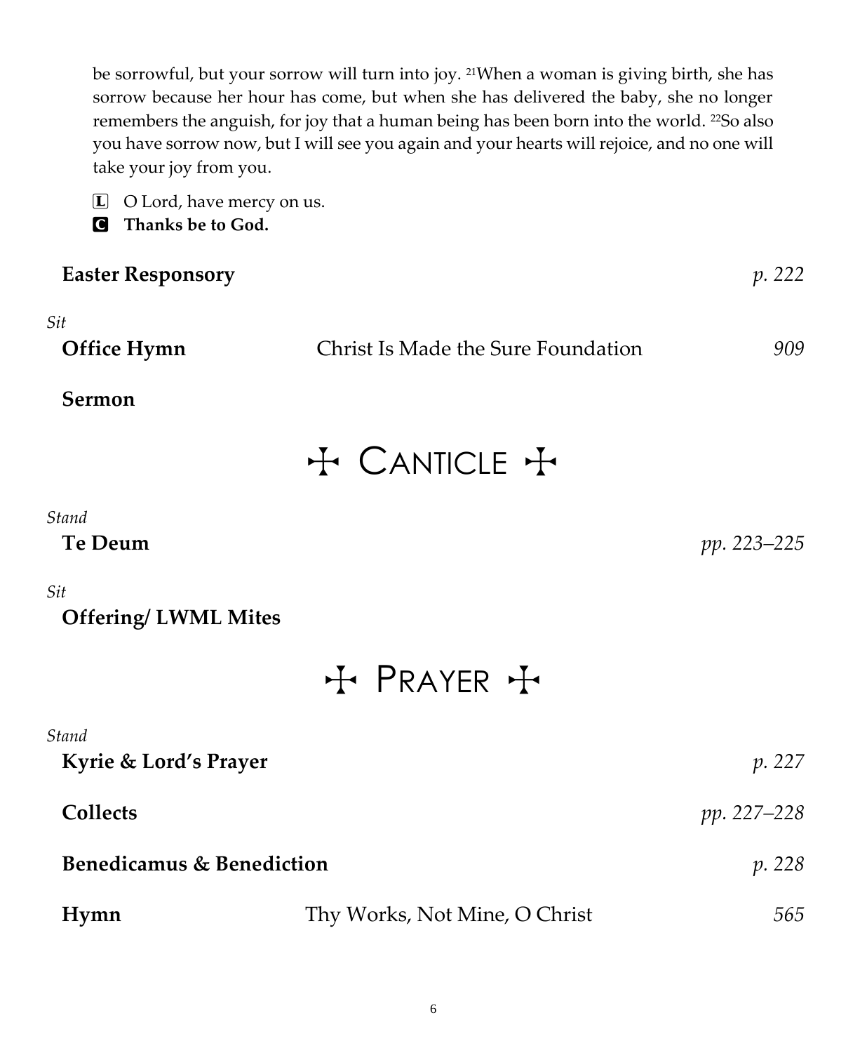be sorrowful, but your sorrow will turn into joy. [21]When a woman is giving birth, she has sorrow because her hour has come, but when she has delivered the baby, she no longer remembers the anguish, for joy that a human being has been born into the world. [22]So also you have sorrow now, but I will see you again and your hearts will rejoice, and no one will take your joy from you.

L O Lord, have mercy on us.
C **Thanks be to God.**

**Easter Responsory** *p. 222*

*Sit*

**Office Hymn** Christ Is Made the Sure Foundation *909*

**Sermon**

# ✠ Canticle ✠

*Stand*

**Te Deum** *pp. 223–225*

*Sit*

**Offering/ LWML Mites**

# ✠ Prayer ✠

*Stand*

**Kyrie & Lord's Prayer** *p. 227*

**Collects** *pp. 227–228*

**Benedicamus & Benediction** *p. 228*

**Hymn** Thy Works, Not Mine, O Christ *565*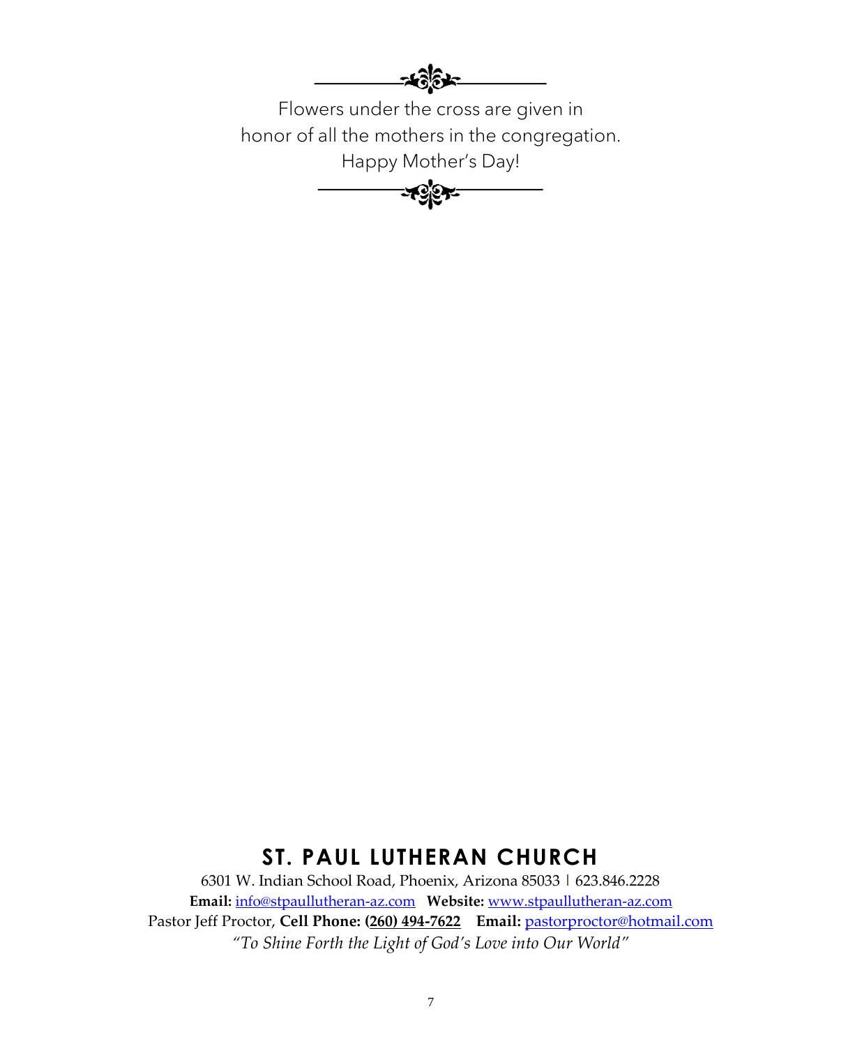Flowers under the cross are given in
honor of all the mothers in the congregation.
Happy Mother's Day!

## ST. PAUL LUTHERAN CHURCH

6301 W. Indian School Road, Phoenix, Arizona 85033 | 623.846.2228
**Email:** info@stpaullutheran-az.com **Website:** www.stpaullutheran-az.com
Pastor Jeff Proctor, **Cell Phone: (260) 494-7622** **Email:** pastorproctor@hotmail.com
*"To Shine Forth the Light of God's Love into Our World"*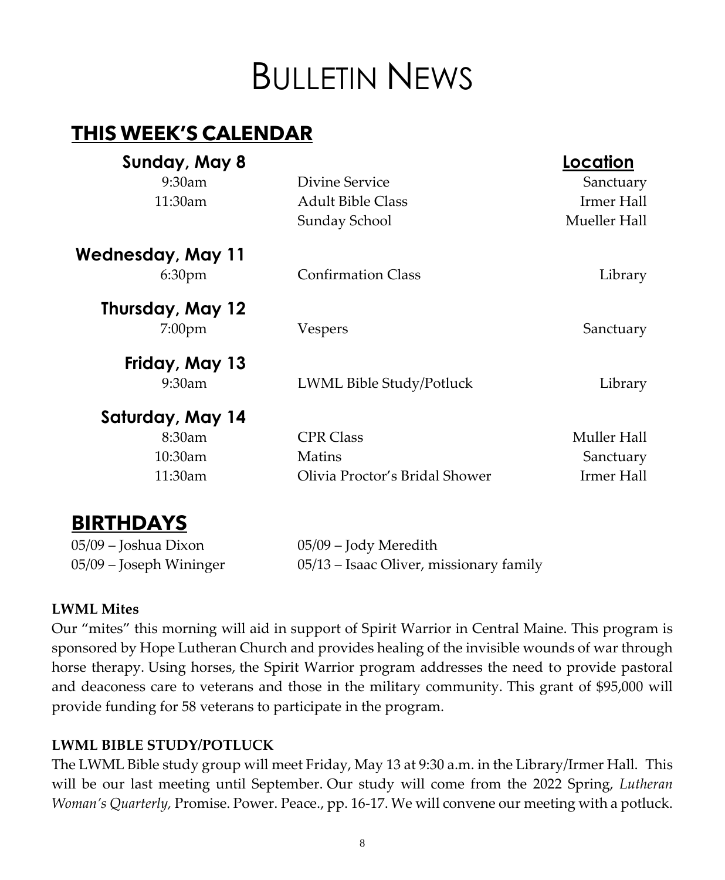# Bulletin News

## THIS WEEK'S CALENDAR

| | | Location |
|---|---|---|
| **Sunday, May 8** | | |
| 9:30am | Divine Service | Sanctuary |
| 11:30am | Adult Bible Class | Irmer Hall |
| | Sunday School | Mueller Hall |
| **Wednesday, May 11** | | |
| 6:30pm | Confirmation Class | Library |
| **Thursday, May 12** | | |
| 7:00pm | Vespers | Sanctuary |
| **Friday, May 13** | | |
| 9:30am | LWML Bible Study/Potluck | Library |
| **Saturday, May 14** | | |
| 8:30am | CPR Class | Muller Hall |
| 10:30am | Matins | Sanctuary |
| 11:30am | Olivia Proctor's Bridal Shower | Irmer Hall |

## BIRTHDAYS

05/09 – Joshua Dixon
05/09 – Joseph Wininger
05/09 – Jody Meredith
05/13 – Isaac Oliver, missionary family

**LWML Mites**

Our "mites" this morning will aid in support of Spirit Warrior in Central Maine. This program is sponsored by Hope Lutheran Church and provides healing of the invisible wounds of war through horse therapy. Using horses, the Spirit Warrior program addresses the need to provide pastoral and deaconess care to veterans and those in the military community. This grant of $95,000 will provide funding for 58 veterans to participate in the program.

**LWML BIBLE STUDY/POTLUCK**

The LWML Bible study group will meet Friday, May 13 at 9:30 a.m. in the Library/Irmer Hall. This will be our last meeting until September. Our study will come from the 2022 Spring, *Lutheran Woman's Quarterly,* Promise. Power. Peace., pp. 16-17. We will convene our meeting with a potluck.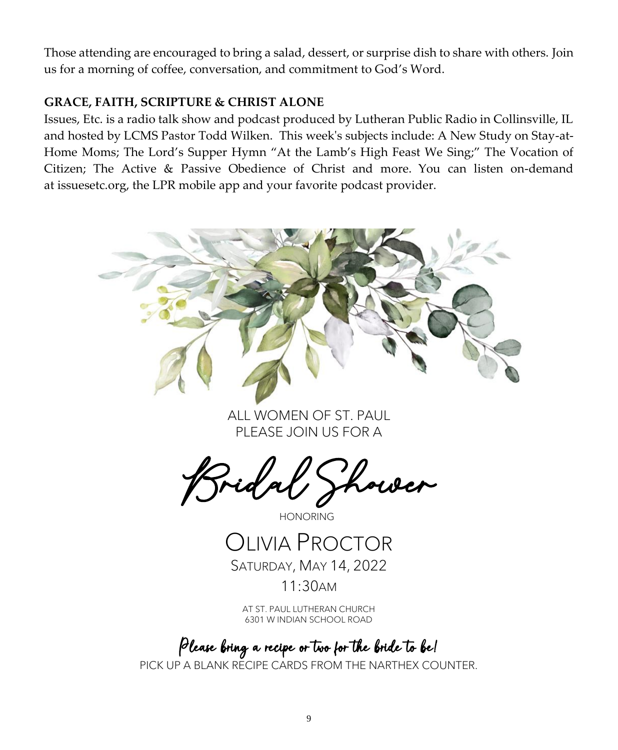Those attending are encouraged to bring a salad, dessert, or surprise dish to share with others. Join us for a morning of coffee, conversation, and commitment to God's Word.

**GRACE, FAITH, SCRIPTURE & CHRIST ALONE**

Issues, Etc. is a radio talk show and podcast produced by Lutheran Public Radio in Collinsville, IL and hosted by LCMS Pastor Todd Wilken. This week's subjects include: A New Study on Stay-at-Home Moms; The Lord's Supper Hymn "At the Lamb's High Feast We Sing;" The Vocation of Citizen; The Active & Passive Obedience of Christ and more. You can listen on-demand at issuesetc.org, the LPR mobile app and your favorite podcast provider.

ALL WOMEN OF ST. PAUL
PLEASE JOIN US FOR A

# Bridal Shower

HONORING

## Olivia Proctor

Saturday, May 14, 2022

11:30AM

AT ST. PAUL LUTHERAN CHURCH
6301 W INDIAN SCHOOL ROAD

*Please bring a recipe or two for the bride to be!*

PICK UP A BLANK RECIPE CARDS FROM THE NARTHEX COUNTER.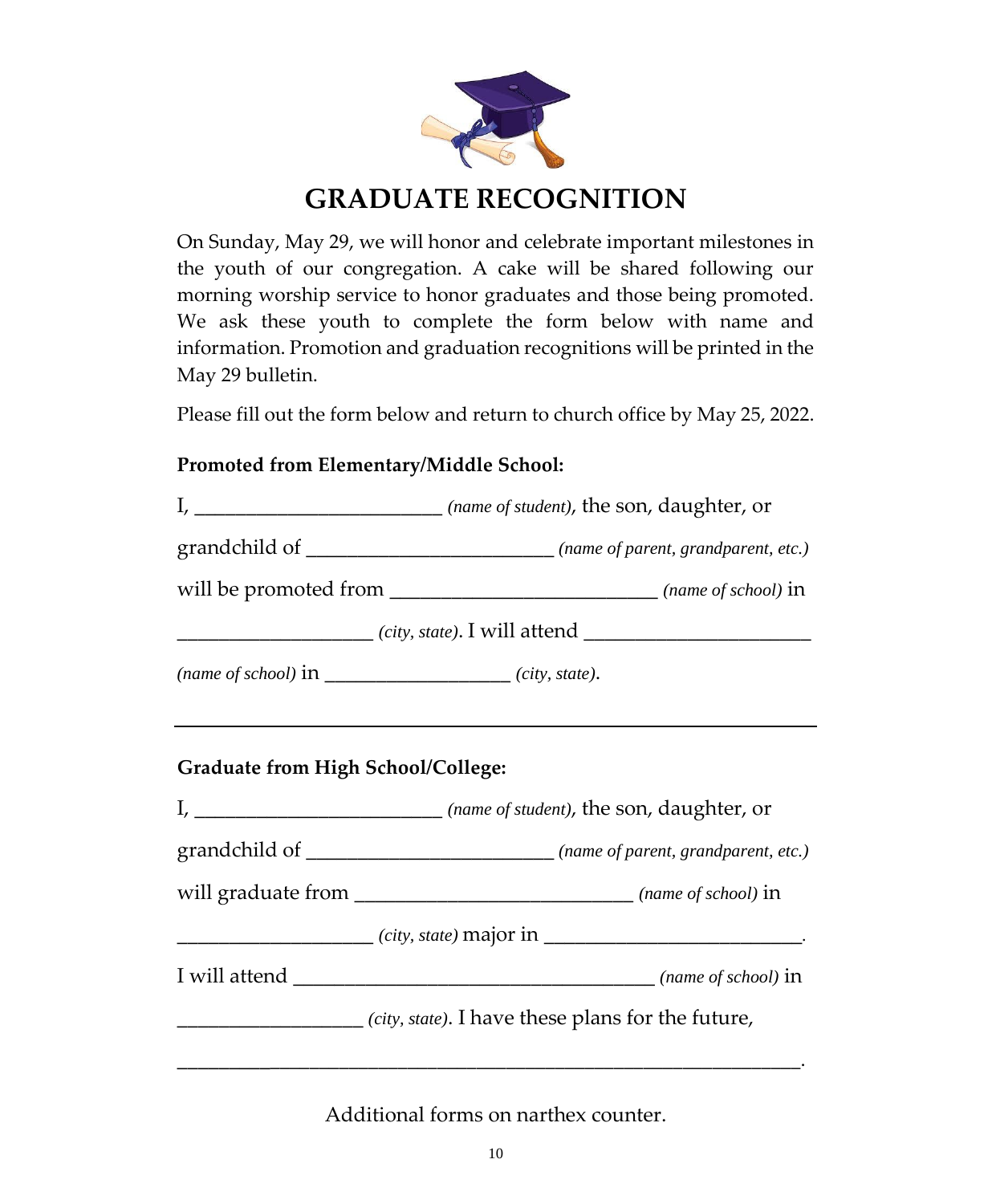# GRADUATE RECOGNITION

On Sunday, May 29, we will honor and celebrate important milestones in the youth of our congregation. A cake will be shared following our morning worship service to honor graduates and those being promoted. We ask these youth to complete the form below with name and information. Promotion and graduation recognitions will be printed in the May 29 bulletin.

Please fill out the form below and return to church office by May 25, 2022.

**Promoted from Elementary/Middle School:**

I, ________________________ *(name of student)*, the son, daughter, or grandchild of ________________________ *(name of parent, grandparent, etc.)* will be promoted from __________________________ *(name of school)* in ___________________ *(city, state)*. I will attend ______________________ *(name of school)* in __________________ *(city, state)*.

---

**Graduate from High School/College:**

I, ________________________ *(name of student)*, the son, daughter, or grandchild of ________________________ *(name of parent, grandparent, etc.)* will graduate from ___________________________ *(name of school)* in ___________________ *(city, state)* major in ________________________. I will attend ___________________________________ *(name of school)* in __________________ *(city, state)*. I have these plans for the future, ____________________________________________________________.

Additional forms on narthex counter.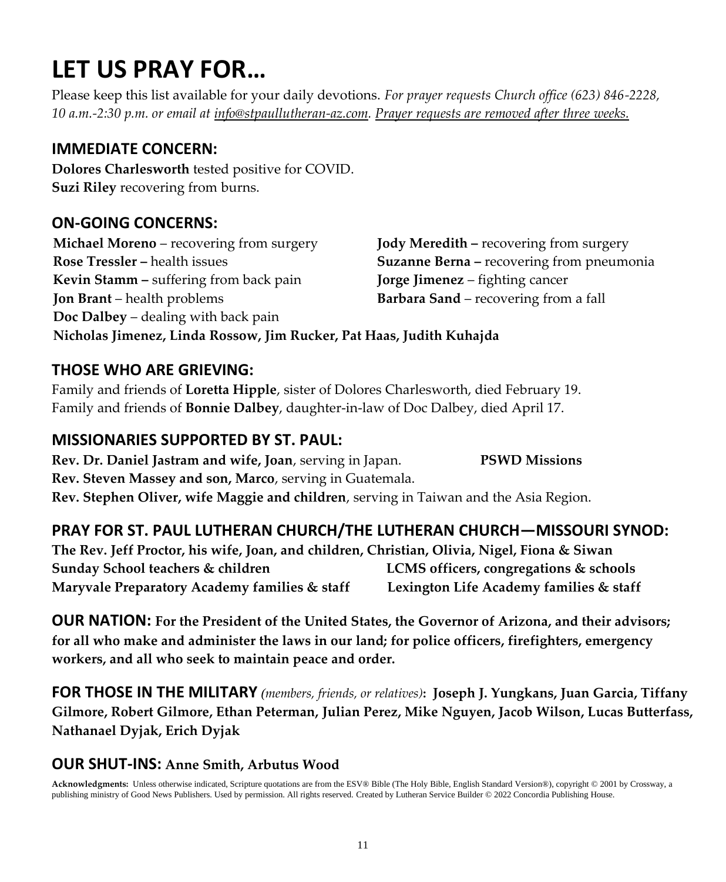# LET US PRAY FOR…

Please keep this list available for your daily devotions. *For prayer requests Church office (623) 846-2228, 10 a.m.-2:30 p.m. or email at info@stpaullutheran-az.com. Prayer requests are removed after three weeks.*

## IMMEDIATE CONCERN:

**Dolores Charlesworth** tested positive for COVID.
**Suzi Riley** recovering from burns.

## ON-GOING CONCERNS:

**Michael Moreno** – recovering from surgery
**Rose Tressler –** health issues
**Kevin Stamm –** suffering from back pain
**Jon Brant** – health problems
**Doc Dalbey** – dealing with back pain
**Jody Meredith –** recovering from surgery
**Suzanne Berna –** recovering from pneumonia
**Jorge Jimenez** – fighting cancer
**Barbara Sand** – recovering from a fall
**Nicholas Jimenez, Linda Rossow, Jim Rucker, Pat Haas, Judith Kuhajda**

## THOSE WHO ARE GRIEVING:

Family and friends of **Loretta Hipple**, sister of Dolores Charlesworth, died February 19.
Family and friends of **Bonnie Dalbey**, daughter-in-law of Doc Dalbey, died April 17.

## MISSIONARIES SUPPORTED BY ST. PAUL:

**Rev. Dr. Daniel Jastram and wife, Joan**, serving in Japan.
**PSWD Missions**
**Rev. Steven Massey and son, Marco**, serving in Guatemala.
**Rev. Stephen Oliver, wife Maggie and children**, serving in Taiwan and the Asia Region.

## PRAY FOR ST. PAUL LUTHERAN CHURCH/THE LUTHERAN CHURCH—MISSOURI SYNOD:

**The Rev. Jeff Proctor, his wife, Joan, and children, Christian, Olivia, Nigel, Fiona & Siwan**
**Sunday School teachers & children**
**LCMS officers, congregations & schools**
**Maryvale Preparatory Academy families & staff**
**Lexington Life Academy families & staff**

**OUR NATION: For the President of the United States, the Governor of Arizona, and their advisors; for all who make and administer the laws in our land; for police officers, firefighters, emergency workers, and all who seek to maintain peace and order.**

**FOR THOSE IN THE MILITARY** *(members, friends, or relatives)*: **Joseph J. Yungkans, Juan Garcia, Tiffany Gilmore, Robert Gilmore, Ethan Peterman, Julian Perez, Mike Nguyen, Jacob Wilson, Lucas Butterfass, Nathanael Dyjak, Erich Dyjak**

**OUR SHUT-INS: Anne Smith, Arbutus Wood**

**Acknowledgments:** Unless otherwise indicated, Scripture quotations are from the ESV® Bible (The Holy Bible, English Standard Version®), copyright © 2001 by Crossway, a publishing ministry of Good News Publishers. Used by permission. All rights reserved. Created by Lutheran Service Builder © 2022 Concordia Publishing House.